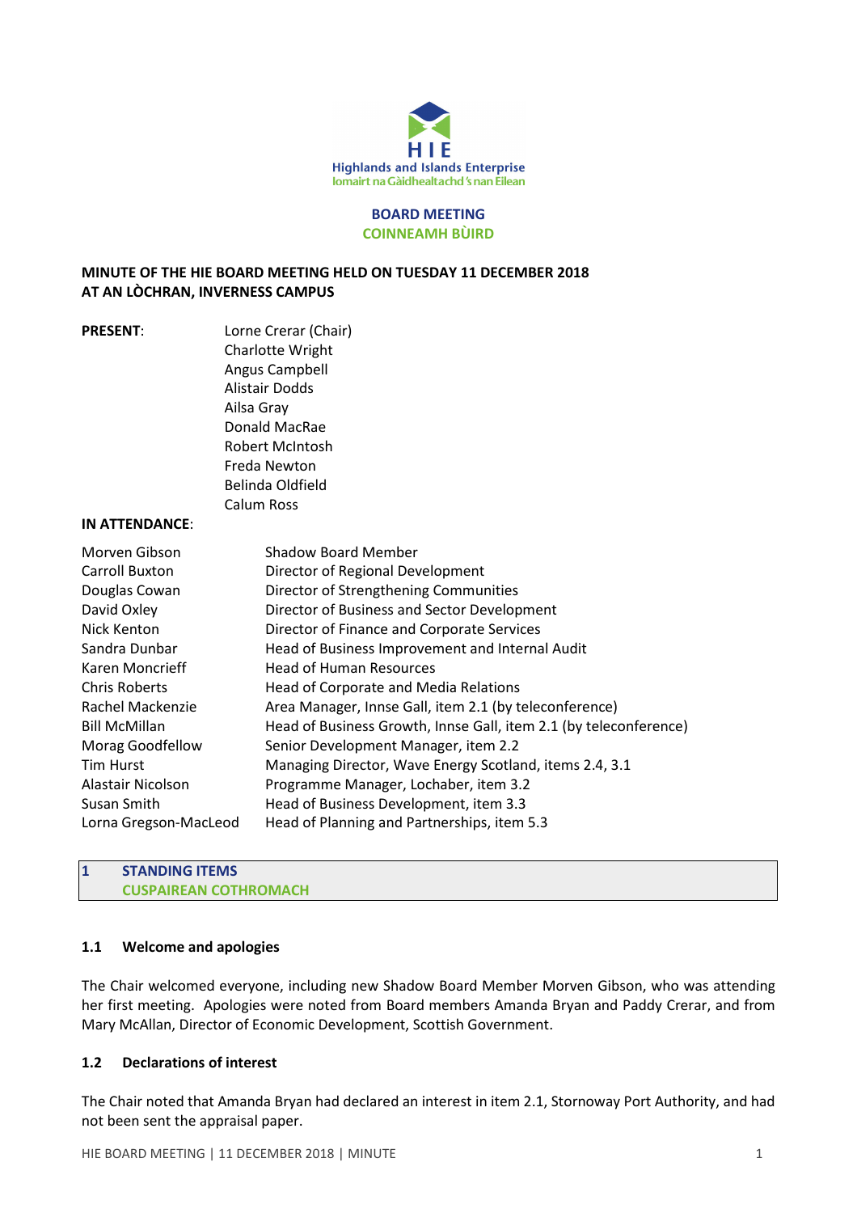**HIE**
**Highlands and Islands Enterprise**
**Iomairt na Gàidhealtachd 's nan Eilean**

**BOARD MEETING**
**COINNEAMH BÙIRD**

**MINUTE OF THE HIE BOARD MEETING HELD ON TUESDAY 11 DECEMBER 2018 AT AN LÒCHRAN, INVERNESS CAMPUS**

**PRESENT**:

Lorne Crerar (Chair)
Charlotte Wright
Angus Campbell
Alistair Dodds
Ailsa Gray
Donald MacRae
Robert McIntosh
Freda Newton
Belinda Oldfield
Calum Ross

**IN ATTENDANCE**:

| | |
|---|---|
| Morven Gibson | Shadow Board Member |
| Carroll Buxton | Director of Regional Development |
| Douglas Cowan | Director of Strengthening Communities |
| David Oxley | Director of Business and Sector Development |
| Nick Kenton | Director of Finance and Corporate Services |
| Sandra Dunbar | Head of Business Improvement and Internal Audit |
| Karen Moncrieff | Head of Human Resources |
| Chris Roberts | Head of Corporate and Media Relations |
| Rachel Mackenzie | Area Manager, Innse Gall, item 2.1 (by teleconference) |
| Bill McMillan | Head of Business Growth, Innse Gall, item 2.1 (by teleconference) |
| Morag Goodfellow | Senior Development Manager, item 2.2 |
| Tim Hurst | Managing Director, Wave Energy Scotland, items 2.4, 3.1 |
| Alastair Nicolson | Programme Manager, Lochaber, item 3.2 |
| Susan Smith | Head of Business Development, item 3.3 |
| Lorna Gregson-MacLeod | Head of Planning and Partnerships, item 5.3 |

## 1 STANDING ITEMS
## CUSPAIREAN COTHROMACH

### 1.1 Welcome and apologies

The Chair welcomed everyone, including new Shadow Board Member Morven Gibson, who was attending her first meeting. Apologies were noted from Board members Amanda Bryan and Paddy Crerar, and from Mary McAllan, Director of Economic Development, Scottish Government.

### 1.2 Declarations of interest

The Chair noted that Amanda Bryan had declared an interest in item 2.1, Stornoway Port Authority, and had not been sent the appraisal paper.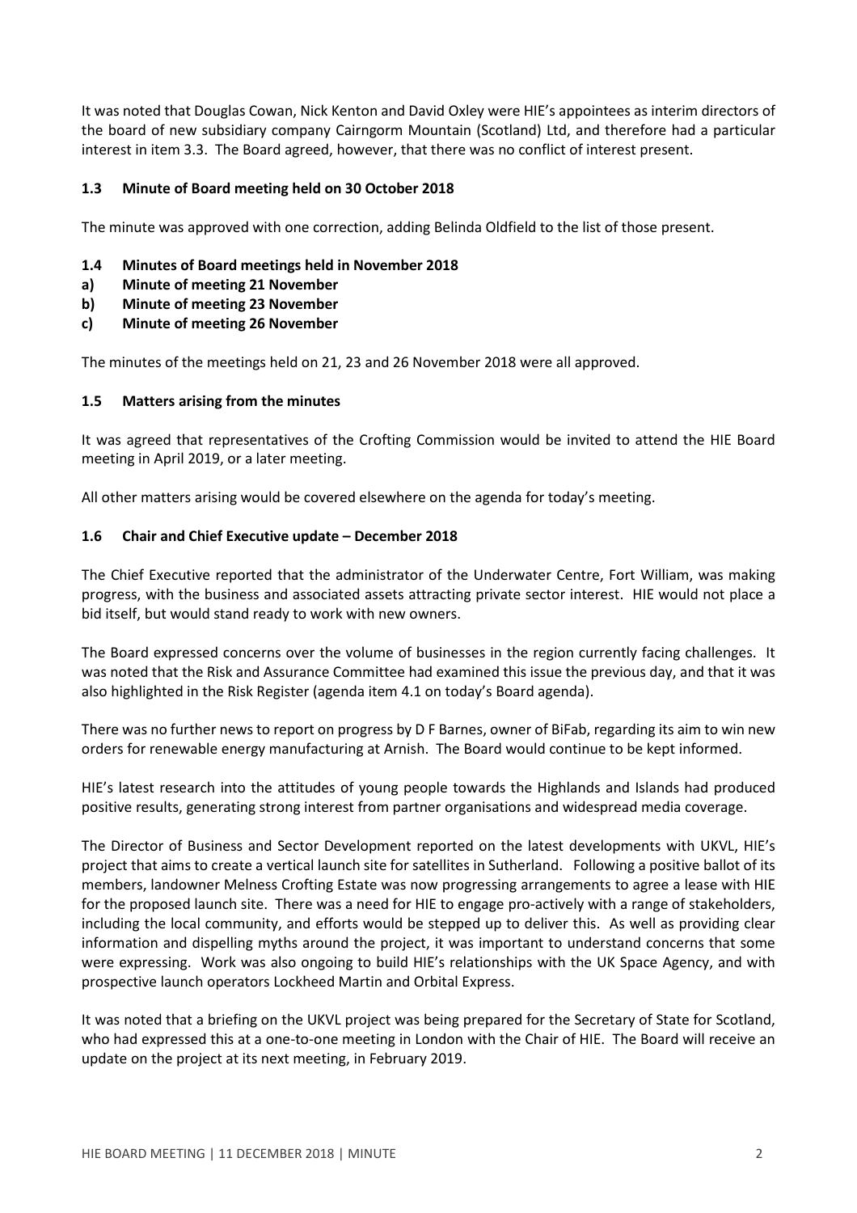It was noted that Douglas Cowan, Nick Kenton and David Oxley were HIE's appointees as interim directors of the board of new subsidiary company Cairngorm Mountain (Scotland) Ltd, and therefore had a particular interest in item 3.3. The Board agreed, however, that there was no conflict of interest present.

### 1.3 Minute of Board meeting held on 30 October 2018

The minute was approved with one correction, adding Belinda Oldfield to the list of those present.

### 1.4 Minutes of Board meetings held in November 2018

**a) Minute of meeting 21 November**

**b) Minute of meeting 23 November**

**c) Minute of meeting 26 November**

The minutes of the meetings held on 21, 23 and 26 November 2018 were all approved.

### 1.5 Matters arising from the minutes

It was agreed that representatives of the Crofting Commission would be invited to attend the HIE Board meeting in April 2019, or a later meeting.

All other matters arising would be covered elsewhere on the agenda for today's meeting.

### 1.6 Chair and Chief Executive update – December 2018

The Chief Executive reported that the administrator of the Underwater Centre, Fort William, was making progress, with the business and associated assets attracting private sector interest. HIE would not place a bid itself, but would stand ready to work with new owners.

The Board expressed concerns over the volume of businesses in the region currently facing challenges. It was noted that the Risk and Assurance Committee had examined this issue the previous day, and that it was also highlighted in the Risk Register (agenda item 4.1 on today's Board agenda).

There was no further news to report on progress by D F Barnes, owner of BiFab, regarding its aim to win new orders for renewable energy manufacturing at Arnish. The Board would continue to be kept informed.

HIE's latest research into the attitudes of young people towards the Highlands and Islands had produced positive results, generating strong interest from partner organisations and widespread media coverage.

The Director of Business and Sector Development reported on the latest developments with UKVL, HIE's project that aims to create a vertical launch site for satellites in Sutherland. Following a positive ballot of its members, landowner Melness Crofting Estate was now progressing arrangements to agree a lease with HIE for the proposed launch site. There was a need for HIE to engage pro-actively with a range of stakeholders, including the local community, and efforts would be stepped up to deliver this. As well as providing clear information and dispelling myths around the project, it was important to understand concerns that some were expressing. Work was also ongoing to build HIE's relationships with the UK Space Agency, and with prospective launch operators Lockheed Martin and Orbital Express.

It was noted that a briefing on the UKVL project was being prepared for the Secretary of State for Scotland, who had expressed this at a one-to-one meeting in London with the Chair of HIE. The Board will receive an update on the project at its next meeting, in February 2019.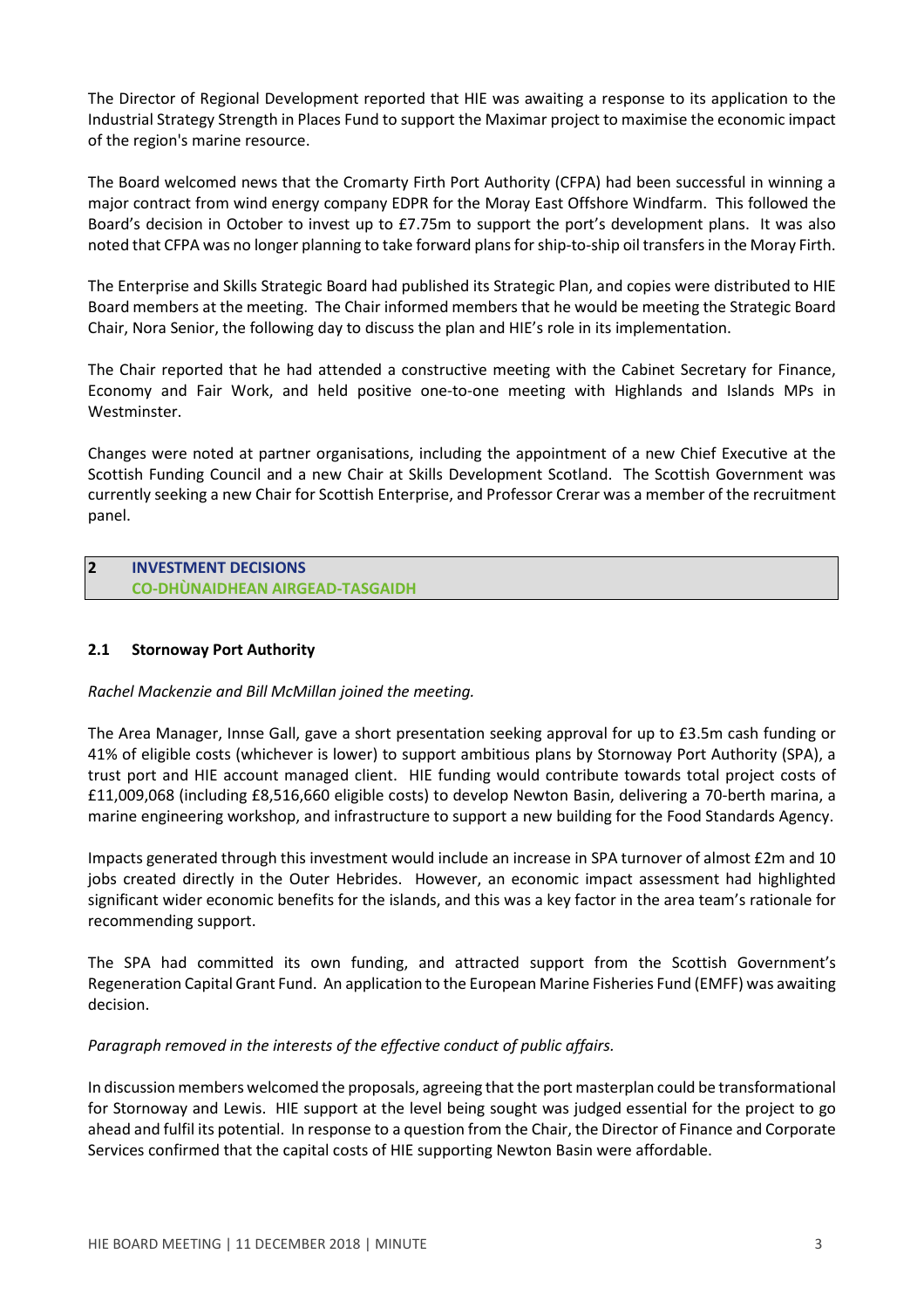The Director of Regional Development reported that HIE was awaiting a response to its application to the Industrial Strategy Strength in Places Fund to support the Maximar project to maximise the economic impact of the region's marine resource.

The Board welcomed news that the Cromarty Firth Port Authority (CFPA) had been successful in winning a major contract from wind energy company EDPR for the Moray East Offshore Windfarm. This followed the Board's decision in October to invest up to £7.75m to support the port's development plans. It was also noted that CFPA was no longer planning to take forward plans for ship-to-ship oil transfers in the Moray Firth.

The Enterprise and Skills Strategic Board had published its Strategic Plan, and copies were distributed to HIE Board members at the meeting. The Chair informed members that he would be meeting the Strategic Board Chair, Nora Senior, the following day to discuss the plan and HIE's role in its implementation.

The Chair reported that he had attended a constructive meeting with the Cabinet Secretary for Finance, Economy and Fair Work, and held positive one-to-one meeting with Highlands and Islands MPs in Westminster.

Changes were noted at partner organisations, including the appointment of a new Chief Executive at the Scottish Funding Council and a new Chair at Skills Development Scotland. The Scottish Government was currently seeking a new Chair for Scottish Enterprise, and Professor Crerar was a member of the recruitment panel.

## 2 INVESTMENT DECISIONS
## CO-DHÙNAIDHEAN AIRGEAD-TASGAIDH

### 2.1 Stornoway Port Authority

*Rachel Mackenzie and Bill McMillan joined the meeting.*

The Area Manager, Innse Gall, gave a short presentation seeking approval for up to £3.5m cash funding or 41% of eligible costs (whichever is lower) to support ambitious plans by Stornoway Port Authority (SPA), a trust port and HIE account managed client. HIE funding would contribute towards total project costs of £11,009,068 (including £8,516,660 eligible costs) to develop Newton Basin, delivering a 70-berth marina, a marine engineering workshop, and infrastructure to support a new building for the Food Standards Agency.

Impacts generated through this investment would include an increase in SPA turnover of almost £2m and 10 jobs created directly in the Outer Hebrides. However, an economic impact assessment had highlighted significant wider economic benefits for the islands, and this was a key factor in the area team's rationale for recommending support.

The SPA had committed its own funding, and attracted support from the Scottish Government's Regeneration Capital Grant Fund. An application to the European Marine Fisheries Fund (EMFF) was awaiting decision.

*Paragraph removed in the interests of the effective conduct of public affairs.*

In discussion members welcomed the proposals, agreeing that the port masterplan could be transformational for Stornoway and Lewis. HIE support at the level being sought was judged essential for the project to go ahead and fulfil its potential. In response to a question from the Chair, the Director of Finance and Corporate Services confirmed that the capital costs of HIE supporting Newton Basin were affordable.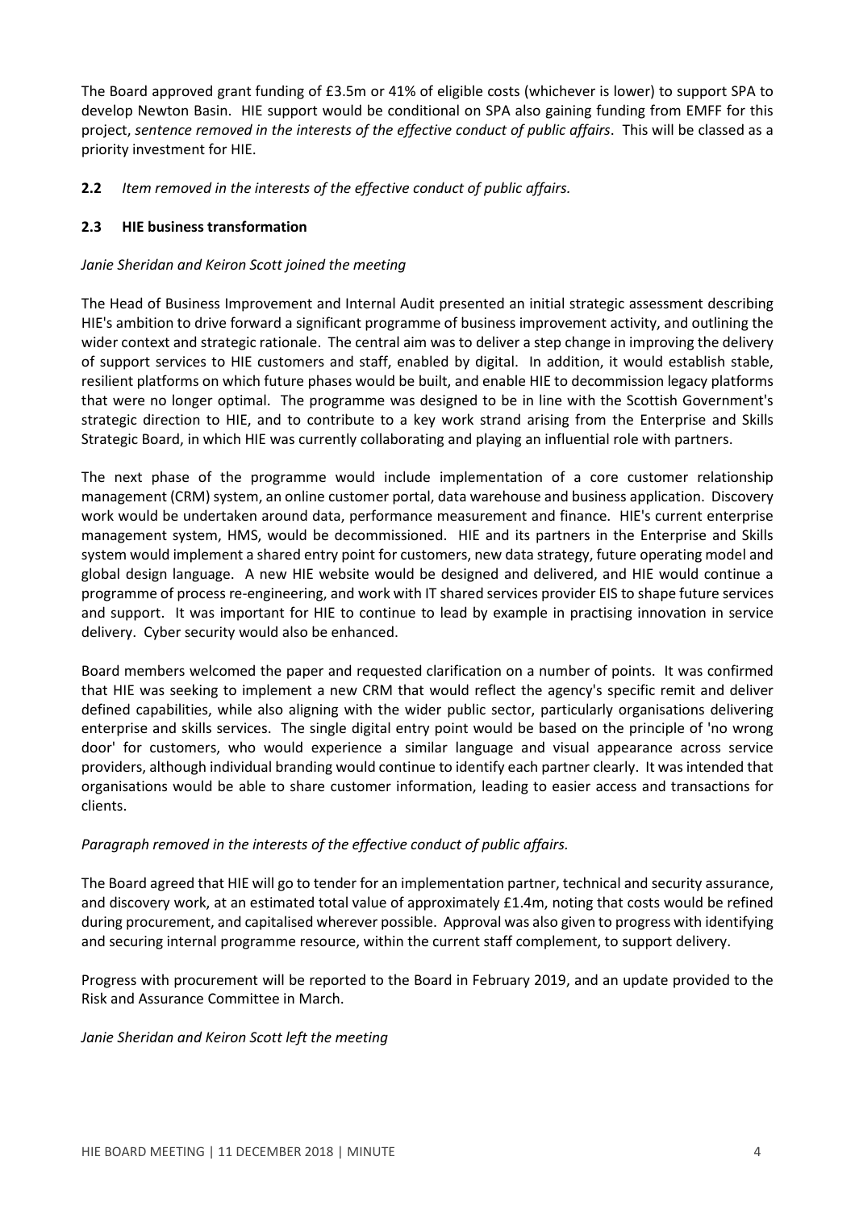The Board approved grant funding of £3.5m or 41% of eligible costs (whichever is lower) to support SPA to develop Newton Basin. HIE support would be conditional on SPA also gaining funding from EMFF for this project, *sentence removed in the interests of the effective conduct of public affairs*. This will be classed as a priority investment for HIE.

**2.2** *Item removed in the interests of the effective conduct of public affairs.*

### 2.3 HIE business transformation

*Janie Sheridan and Keiron Scott joined the meeting*

The Head of Business Improvement and Internal Audit presented an initial strategic assessment describing HIE's ambition to drive forward a significant programme of business improvement activity, and outlining the wider context and strategic rationale. The central aim was to deliver a step change in improving the delivery of support services to HIE customers and staff, enabled by digital. In addition, it would establish stable, resilient platforms on which future phases would be built, and enable HIE to decommission legacy platforms that were no longer optimal. The programme was designed to be in line with the Scottish Government's strategic direction to HIE, and to contribute to a key work strand arising from the Enterprise and Skills Strategic Board, in which HIE was currently collaborating and playing an influential role with partners.

The next phase of the programme would include implementation of a core customer relationship management (CRM) system, an online customer portal, data warehouse and business application. Discovery work would be undertaken around data, performance measurement and finance. HIE's current enterprise management system, HMS, would be decommissioned. HIE and its partners in the Enterprise and Skills system would implement a shared entry point for customers, new data strategy, future operating model and global design language. A new HIE website would be designed and delivered, and HIE would continue a programme of process re-engineering, and work with IT shared services provider EIS to shape future services and support. It was important for HIE to continue to lead by example in practising innovation in service delivery. Cyber security would also be enhanced.

Board members welcomed the paper and requested clarification on a number of points. It was confirmed that HIE was seeking to implement a new CRM that would reflect the agency's specific remit and deliver defined capabilities, while also aligning with the wider public sector, particularly organisations delivering enterprise and skills services. The single digital entry point would be based on the principle of 'no wrong door' for customers, who would experience a similar language and visual appearance across service providers, although individual branding would continue to identify each partner clearly. It was intended that organisations would be able to share customer information, leading to easier access and transactions for clients.

*Paragraph removed in the interests of the effective conduct of public affairs.*

The Board agreed that HIE will go to tender for an implementation partner, technical and security assurance, and discovery work, at an estimated total value of approximately £1.4m, noting that costs would be refined during procurement, and capitalised wherever possible. Approval was also given to progress with identifying and securing internal programme resource, within the current staff complement, to support delivery.

Progress with procurement will be reported to the Board in February 2019, and an update provided to the Risk and Assurance Committee in March.

*Janie Sheridan and Keiron Scott left the meeting*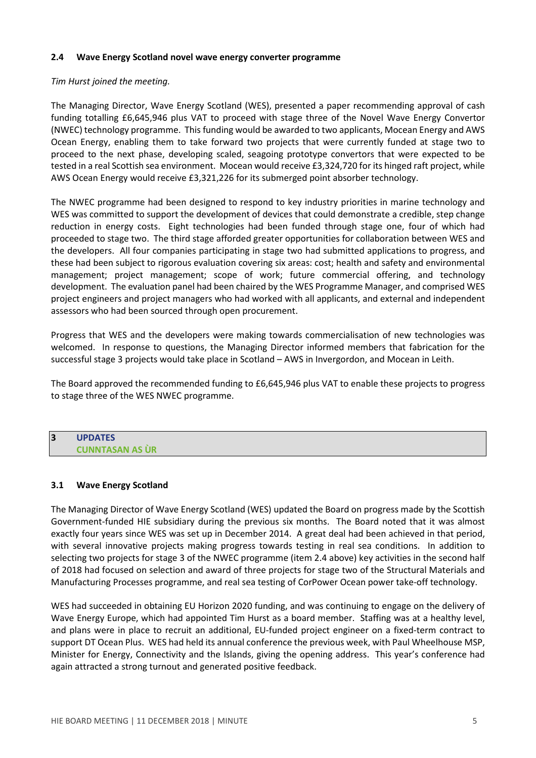### 2.4 Wave Energy Scotland novel wave energy converter programme

*Tim Hurst joined the meeting.*

The Managing Director, Wave Energy Scotland (WES), presented a paper recommending approval of cash funding totalling £6,645,946 plus VAT to proceed with stage three of the Novel Wave Energy Convertor (NWEC) technology programme. This funding would be awarded to two applicants, Mocean Energy and AWS Ocean Energy, enabling them to take forward two projects that were currently funded at stage two to proceed to the next phase, developing scaled, seagoing prototype convertors that were expected to be tested in a real Scottish sea environment. Mocean would receive £3,324,720 for its hinged raft project, while AWS Ocean Energy would receive £3,321,226 for its submerged point absorber technology.

The NWEC programme had been designed to respond to key industry priorities in marine technology and WES was committed to support the development of devices that could demonstrate a credible, step change reduction in energy costs. Eight technologies had been funded through stage one, four of which had proceeded to stage two. The third stage afforded greater opportunities for collaboration between WES and the developers. All four companies participating in stage two had submitted applications to progress, and these had been subject to rigorous evaluation covering six areas: cost; health and safety and environmental management; project management; scope of work; future commercial offering, and technology development. The evaluation panel had been chaired by the WES Programme Manager, and comprised WES project engineers and project managers who had worked with all applicants, and external and independent assessors who had been sourced through open procurement.

Progress that WES and the developers were making towards commercialisation of new technologies was welcomed. In response to questions, the Managing Director informed members that fabrication for the successful stage 3 projects would take place in Scotland – AWS in Invergordon, and Mocean in Leith.

The Board approved the recommended funding to £6,645,946 plus VAT to enable these projects to progress to stage three of the WES NWEC programme.

## 3 UPDATES
## CUNNTASAN AS ÙR

### 3.1 Wave Energy Scotland

The Managing Director of Wave Energy Scotland (WES) updated the Board on progress made by the Scottish Government-funded HIE subsidiary during the previous six months. The Board noted that it was almost exactly four years since WES was set up in December 2014. A great deal had been achieved in that period, with several innovative projects making progress towards testing in real sea conditions. In addition to selecting two projects for stage 3 of the NWEC programme (item 2.4 above) key activities in the second half of 2018 had focused on selection and award of three projects for stage two of the Structural Materials and Manufacturing Processes programme, and real sea testing of CorPower Ocean power take-off technology.

WES had succeeded in obtaining EU Horizon 2020 funding, and was continuing to engage on the delivery of Wave Energy Europe, which had appointed Tim Hurst as a board member. Staffing was at a healthy level, and plans were in place to recruit an additional, EU-funded project engineer on a fixed-term contract to support DT Ocean Plus. WES had held its annual conference the previous week, with Paul Wheelhouse MSP, Minister for Energy, Connectivity and the Islands, giving the opening address. This year's conference had again attracted a strong turnout and generated positive feedback.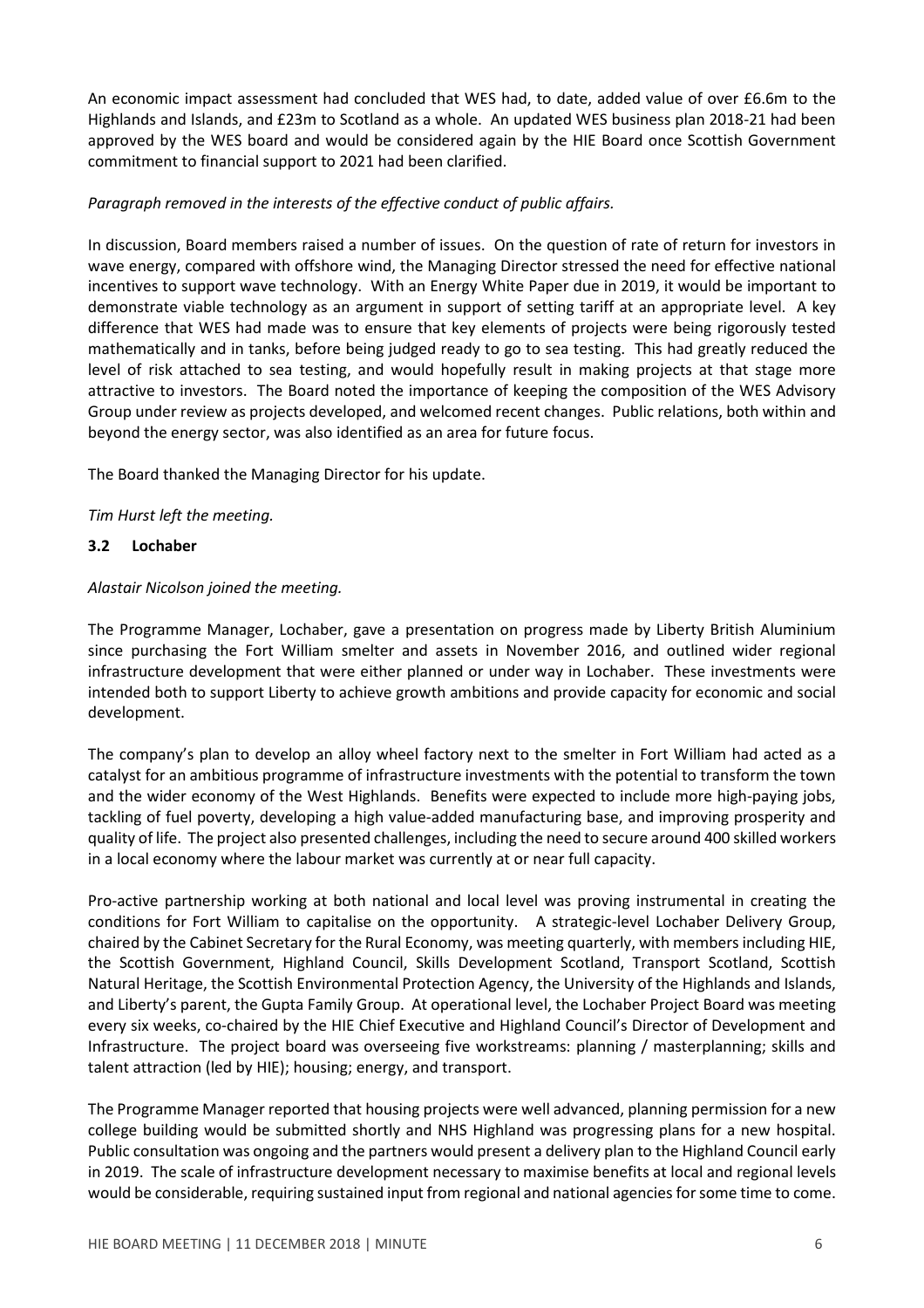An economic impact assessment had concluded that WES had, to date, added value of over £6.6m to the Highlands and Islands, and £23m to Scotland as a whole. An updated WES business plan 2018-21 had been approved by the WES board and would be considered again by the HIE Board once Scottish Government commitment to financial support to 2021 had been clarified.

*Paragraph removed in the interests of the effective conduct of public affairs.*

In discussion, Board members raised a number of issues. On the question of rate of return for investors in wave energy, compared with offshore wind, the Managing Director stressed the need for effective national incentives to support wave technology. With an Energy White Paper due in 2019, it would be important to demonstrate viable technology as an argument in support of setting tariff at an appropriate level. A key difference that WES had made was to ensure that key elements of projects were being rigorously tested mathematically and in tanks, before being judged ready to go to sea testing. This had greatly reduced the level of risk attached to sea testing, and would hopefully result in making projects at that stage more attractive to investors. The Board noted the importance of keeping the composition of the WES Advisory Group under review as projects developed, and welcomed recent changes. Public relations, both within and beyond the energy sector, was also identified as an area for future focus.

The Board thanked the Managing Director for his update.

*Tim Hurst left the meeting.*

### 3.2 Lochaber

*Alastair Nicolson joined the meeting.*

The Programme Manager, Lochaber, gave a presentation on progress made by Liberty British Aluminium since purchasing the Fort William smelter and assets in November 2016, and outlined wider regional infrastructure development that were either planned or under way in Lochaber. These investments were intended both to support Liberty to achieve growth ambitions and provide capacity for economic and social development.

The company's plan to develop an alloy wheel factory next to the smelter in Fort William had acted as a catalyst for an ambitious programme of infrastructure investments with the potential to transform the town and the wider economy of the West Highlands. Benefits were expected to include more high-paying jobs, tackling of fuel poverty, developing a high value-added manufacturing base, and improving prosperity and quality of life. The project also presented challenges, including the need to secure around 400 skilled workers in a local economy where the labour market was currently at or near full capacity.

Pro-active partnership working at both national and local level was proving instrumental in creating the conditions for Fort William to capitalise on the opportunity. A strategic-level Lochaber Delivery Group, chaired by the Cabinet Secretary for the Rural Economy, was meeting quarterly, with members including HIE, the Scottish Government, Highland Council, Skills Development Scotland, Transport Scotland, Scottish Natural Heritage, the Scottish Environmental Protection Agency, the University of the Highlands and Islands, and Liberty's parent, the Gupta Family Group. At operational level, the Lochaber Project Board was meeting every six weeks, co-chaired by the HIE Chief Executive and Highland Council's Director of Development and Infrastructure. The project board was overseeing five workstreams: planning / masterplanning; skills and talent attraction (led by HIE); housing; energy, and transport.

The Programme Manager reported that housing projects were well advanced, planning permission for a new college building would be submitted shortly and NHS Highland was progressing plans for a new hospital. Public consultation was ongoing and the partners would present a delivery plan to the Highland Council early in 2019. The scale of infrastructure development necessary to maximise benefits at local and regional levels would be considerable, requiring sustained input from regional and national agencies for some time to come.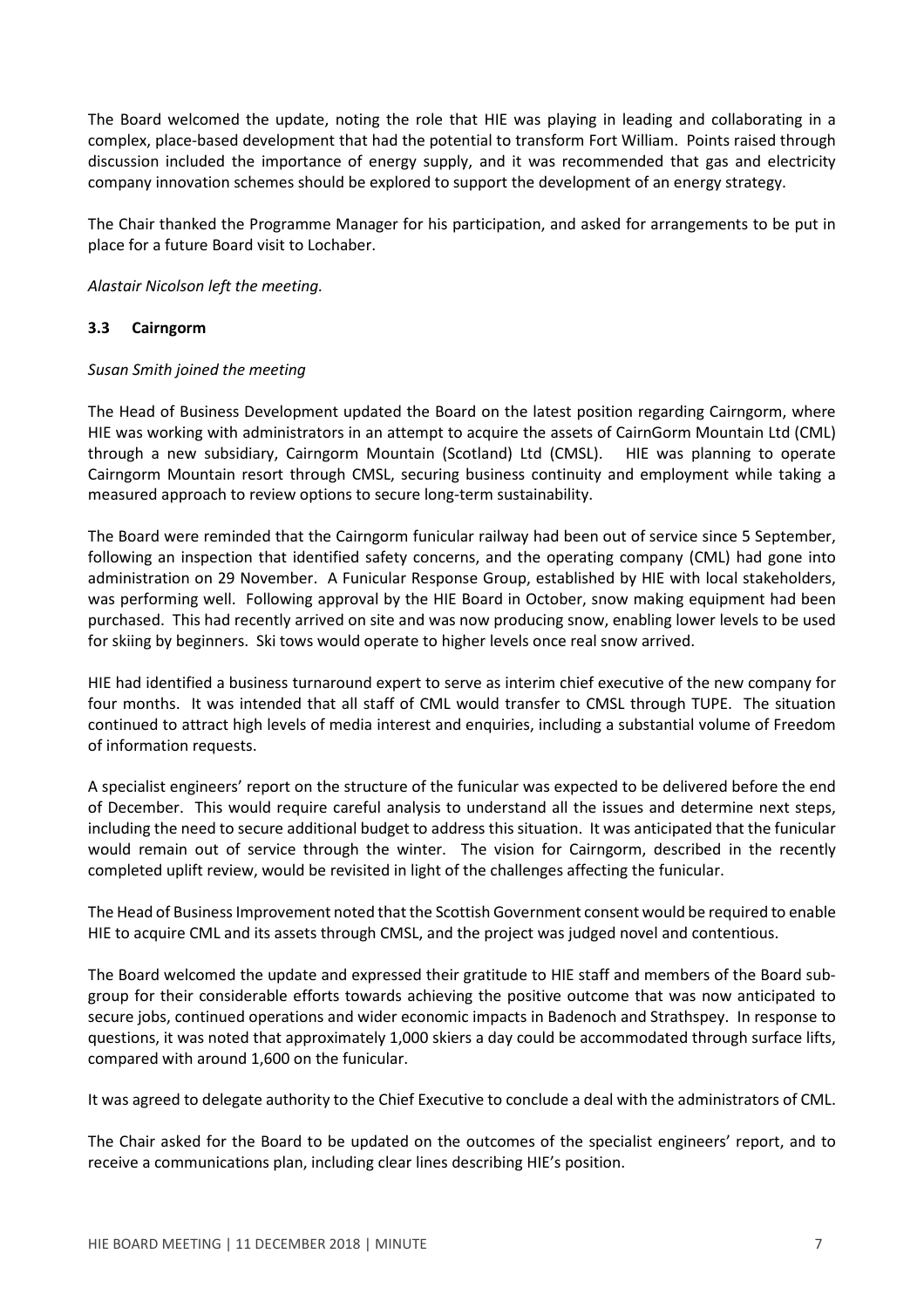The Board welcomed the update, noting the role that HIE was playing in leading and collaborating in a complex, place-based development that had the potential to transform Fort William. Points raised through discussion included the importance of energy supply, and it was recommended that gas and electricity company innovation schemes should be explored to support the development of an energy strategy.

The Chair thanked the Programme Manager for his participation, and asked for arrangements to be put in place for a future Board visit to Lochaber.

*Alastair Nicolson left the meeting.*

### 3.3 Cairngorm

*Susan Smith joined the meeting*

The Head of Business Development updated the Board on the latest position regarding Cairngorm, where HIE was working with administrators in an attempt to acquire the assets of CairnGorm Mountain Ltd (CML) through a new subsidiary, Cairngorm Mountain (Scotland) Ltd (CMSL). HIE was planning to operate Cairngorm Mountain resort through CMSL, securing business continuity and employment while taking a measured approach to review options to secure long-term sustainability.

The Board were reminded that the Cairngorm funicular railway had been out of service since 5 September, following an inspection that identified safety concerns, and the operating company (CML) had gone into administration on 29 November. A Funicular Response Group, established by HIE with local stakeholders, was performing well. Following approval by the HIE Board in October, snow making equipment had been purchased. This had recently arrived on site and was now producing snow, enabling lower levels to be used for skiing by beginners. Ski tows would operate to higher levels once real snow arrived.

HIE had identified a business turnaround expert to serve as interim chief executive of the new company for four months. It was intended that all staff of CML would transfer to CMSL through TUPE. The situation continued to attract high levels of media interest and enquiries, including a substantial volume of Freedom of information requests.

A specialist engineers' report on the structure of the funicular was expected to be delivered before the end of December. This would require careful analysis to understand all the issues and determine next steps, including the need to secure additional budget to address this situation. It was anticipated that the funicular would remain out of service through the winter. The vision for Cairngorm, described in the recently completed uplift review, would be revisited in light of the challenges affecting the funicular.

The Head of Business Improvement noted that the Scottish Government consent would be required to enable HIE to acquire CML and its assets through CMSL, and the project was judged novel and contentious.

The Board welcomed the update and expressed their gratitude to HIE staff and members of the Board sub-group for their considerable efforts towards achieving the positive outcome that was now anticipated to secure jobs, continued operations and wider economic impacts in Badenoch and Strathspey. In response to questions, it was noted that approximately 1,000 skiers a day could be accommodated through surface lifts, compared with around 1,600 on the funicular.

It was agreed to delegate authority to the Chief Executive to conclude a deal with the administrators of CML.

The Chair asked for the Board to be updated on the outcomes of the specialist engineers' report, and to receive a communications plan, including clear lines describing HIE's position.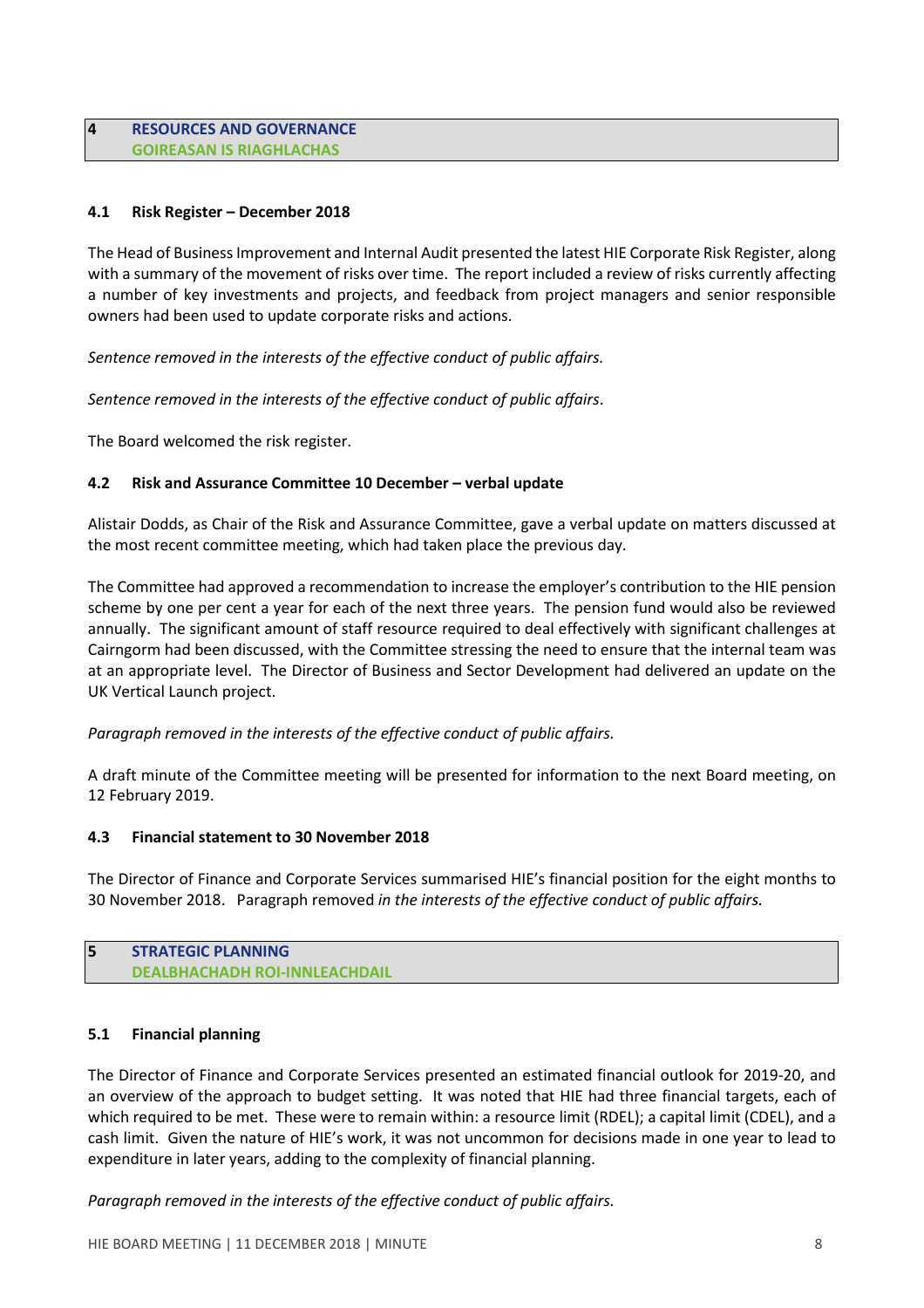## 4 RESOURCES AND GOVERNANCE
## GOIREASAN IS RIAGHLACHAS

### 4.1 Risk Register – December 2018

The Head of Business Improvement and Internal Audit presented the latest HIE Corporate Risk Register, along with a summary of the movement of risks over time. The report included a review of risks currently affecting a number of key investments and projects, and feedback from project managers and senior responsible owners had been used to update corporate risks and actions.

*Sentence removed in the interests of the effective conduct of public affairs.*

*Sentence removed in the interests of the effective conduct of public affairs*.

The Board welcomed the risk register.

### 4.2 Risk and Assurance Committee 10 December – verbal update

Alistair Dodds, as Chair of the Risk and Assurance Committee, gave a verbal update on matters discussed at the most recent committee meeting, which had taken place the previous day.

The Committee had approved a recommendation to increase the employer's contribution to the HIE pension scheme by one per cent a year for each of the next three years. The pension fund would also be reviewed annually. The significant amount of staff resource required to deal effectively with significant challenges at Cairngorm had been discussed, with the Committee stressing the need to ensure that the internal team was at an appropriate level. The Director of Business and Sector Development had delivered an update on the UK Vertical Launch project.

*Paragraph removed in the interests of the effective conduct of public affairs.*

A draft minute of the Committee meeting will be presented for information to the next Board meeting, on 12 February 2019.

### 4.3 Financial statement to 30 November 2018

The Director of Finance and Corporate Services summarised HIE's financial position for the eight months to 30 November 2018. Paragraph removed *in the interests of the effective conduct of public affairs.*

## 5 STRATEGIC PLANNING
## DEALBHACHADH ROI-INNLEACHDAIL

### 5.1 Financial planning

The Director of Finance and Corporate Services presented an estimated financial outlook for 2019-20, and an overview of the approach to budget setting. It was noted that HIE had three financial targets, each of which required to be met. These were to remain within: a resource limit (RDEL); a capital limit (CDEL), and a cash limit. Given the nature of HIE's work, it was not uncommon for decisions made in one year to lead to expenditure in later years, adding to the complexity of financial planning.

*Paragraph removed in the interests of the effective conduct of public affairs.*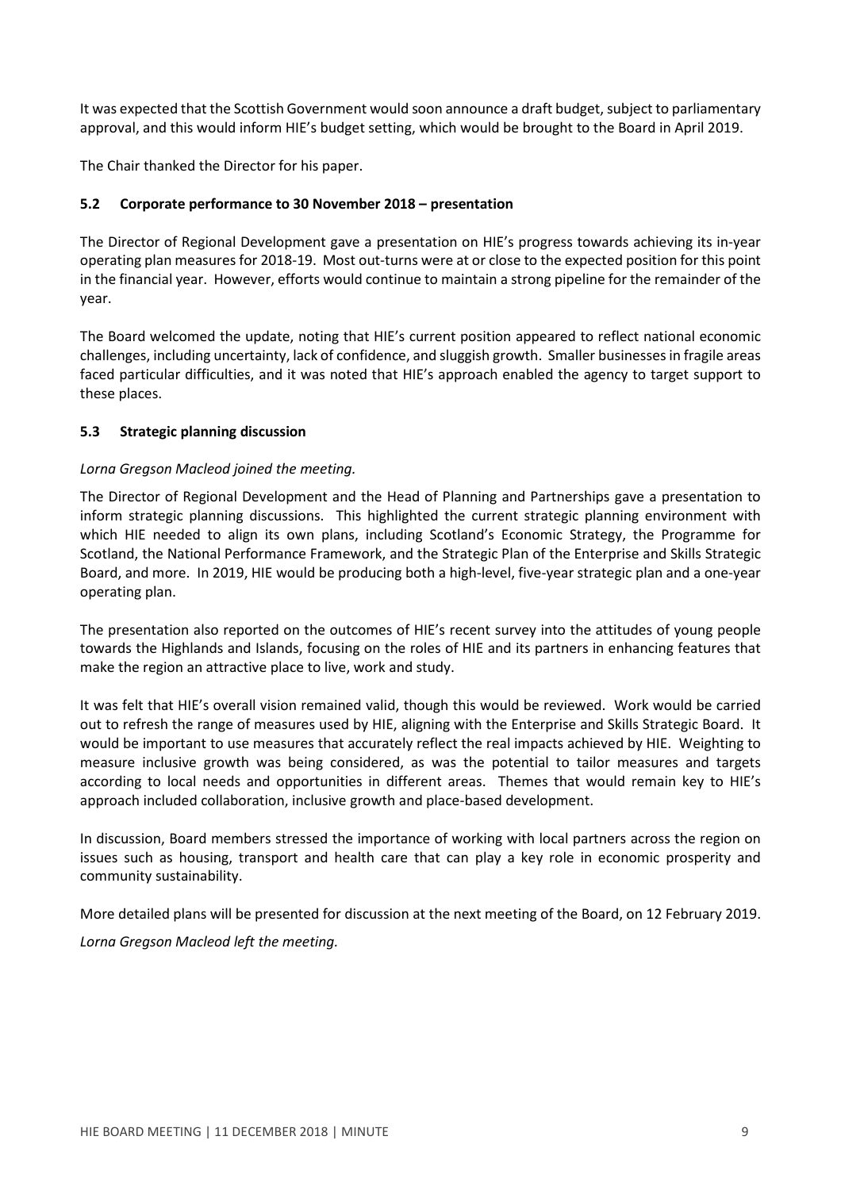It was expected that the Scottish Government would soon announce a draft budget, subject to parliamentary approval, and this would inform HIE's budget setting, which would be brought to the Board in April 2019.

The Chair thanked the Director for his paper.

### 5.2 Corporate performance to 30 November 2018 – presentation

The Director of Regional Development gave a presentation on HIE's progress towards achieving its in-year operating plan measures for 2018-19. Most out-turns were at or close to the expected position for this point in the financial year. However, efforts would continue to maintain a strong pipeline for the remainder of the year.

The Board welcomed the update, noting that HIE's current position appeared to reflect national economic challenges, including uncertainty, lack of confidence, and sluggish growth. Smaller businesses in fragile areas faced particular difficulties, and it was noted that HIE's approach enabled the agency to target support to these places.

### 5.3 Strategic planning discussion

*Lorna Gregson Macleod joined the meeting.*

The Director of Regional Development and the Head of Planning and Partnerships gave a presentation to inform strategic planning discussions. This highlighted the current strategic planning environment with which HIE needed to align its own plans, including Scotland's Economic Strategy, the Programme for Scotland, the National Performance Framework, and the Strategic Plan of the Enterprise and Skills Strategic Board, and more. In 2019, HIE would be producing both a high-level, five-year strategic plan and a one-year operating plan.

The presentation also reported on the outcomes of HIE's recent survey into the attitudes of young people towards the Highlands and Islands, focusing on the roles of HIE and its partners in enhancing features that make the region an attractive place to live, work and study.

It was felt that HIE's overall vision remained valid, though this would be reviewed. Work would be carried out to refresh the range of measures used by HIE, aligning with the Enterprise and Skills Strategic Board. It would be important to use measures that accurately reflect the real impacts achieved by HIE. Weighting to measure inclusive growth was being considered, as was the potential to tailor measures and targets according to local needs and opportunities in different areas. Themes that would remain key to HIE's approach included collaboration, inclusive growth and place-based development.

In discussion, Board members stressed the importance of working with local partners across the region on issues such as housing, transport and health care that can play a key role in economic prosperity and community sustainability.

More detailed plans will be presented for discussion at the next meeting of the Board, on 12 February 2019.

*Lorna Gregson Macleod left the meeting.*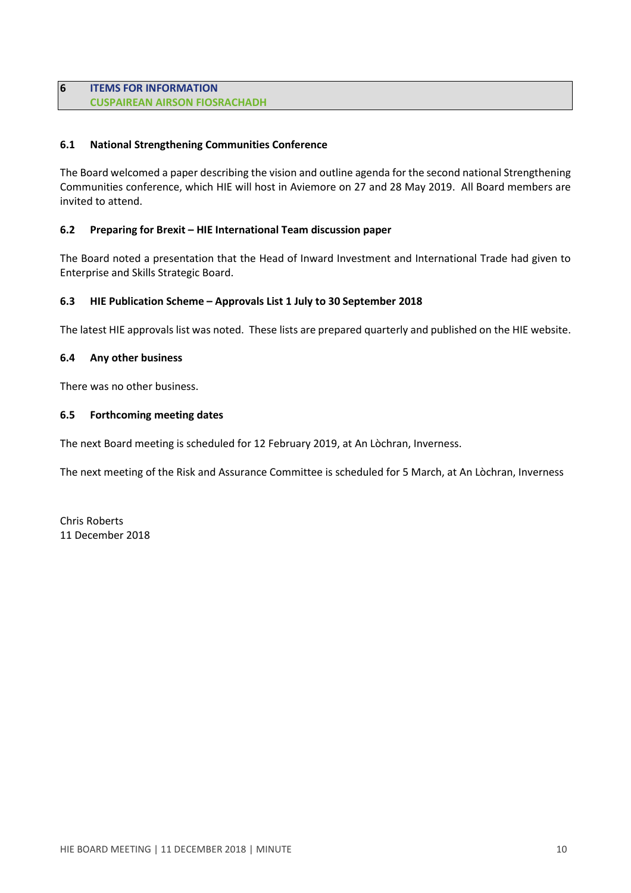## 6 ITEMS FOR INFORMATION
## CUSPAIREAN AIRSON FIOSRACHADH

### 6.1 National Strengthening Communities Conference

The Board welcomed a paper describing the vision and outline agenda for the second national Strengthening Communities conference, which HIE will host in Aviemore on 27 and 28 May 2019. All Board members are invited to attend.

### 6.2 Preparing for Brexit – HIE International Team discussion paper

The Board noted a presentation that the Head of Inward Investment and International Trade had given to Enterprise and Skills Strategic Board.

### 6.3 HIE Publication Scheme – Approvals List 1 July to 30 September 2018

The latest HIE approvals list was noted. These lists are prepared quarterly and published on the HIE website.

### 6.4 Any other business

There was no other business.

### 6.5 Forthcoming meeting dates

The next Board meeting is scheduled for 12 February 2019, at An Lòchran, Inverness.

The next meeting of the Risk and Assurance Committee is scheduled for 5 March, at An Lòchran, Inverness

Chris Roberts
11 December 2018